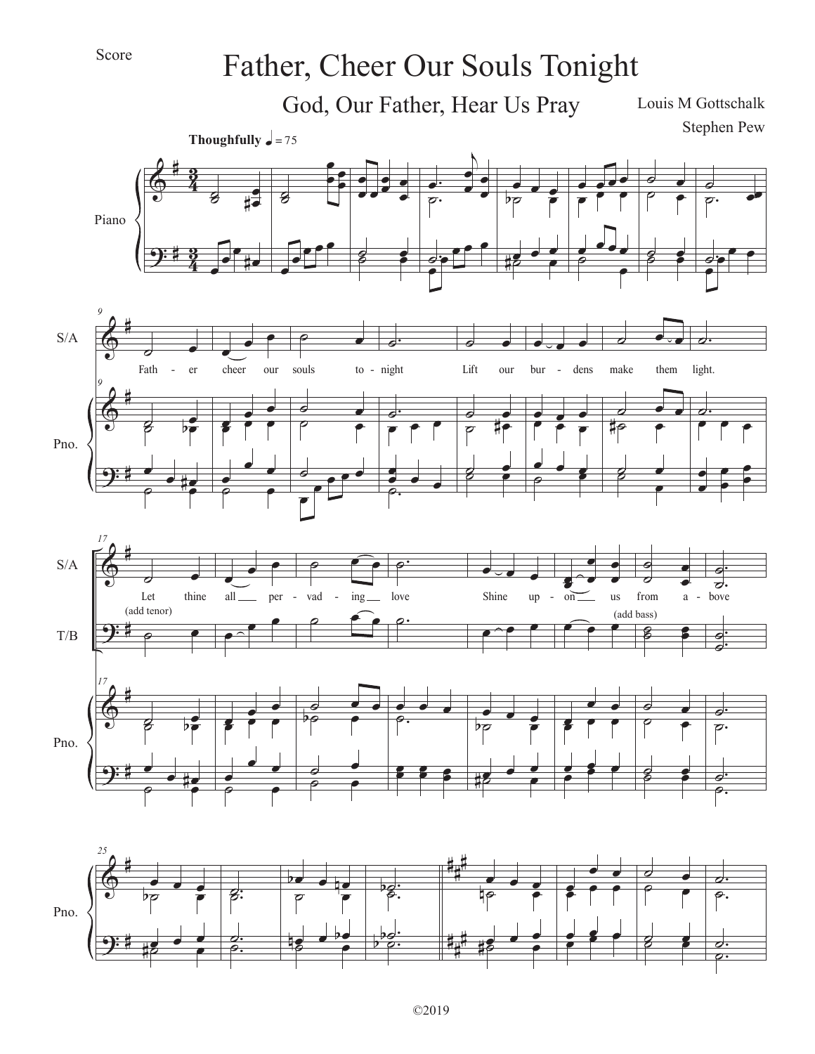Score

# Father, Cheer Our Souls Tonight

## God, Our Father, Hear Us Pray

Louis M Gottschalk

Stephen Pew

**Thoughtfully** ♩ = 75

Piano

S/A

Fath - er cheer our souls to - night Lift our bur - dens make them light.

Pno.

S/A

Let thine all ___ per - vad - ing ___ love Shine up - on ___ us from a - bove

(add tenor)

T/B

(add bass)

Pno.

Pno.

©2019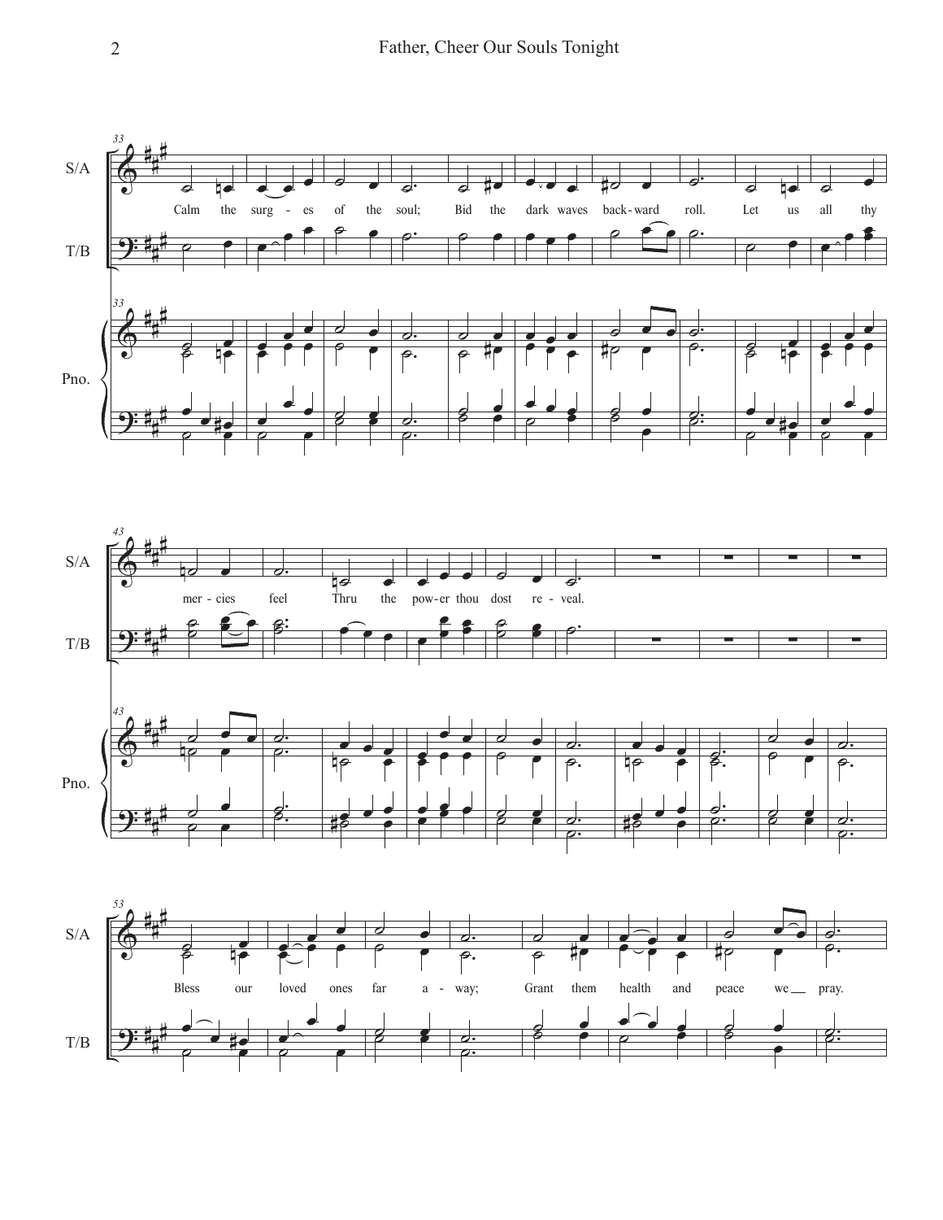S/A

T/B

Pno.

Calm the surg - es of the soul; Bid the dark waves back-ward roll. Let us all thy mer - cies feel Thru the pow-er thou dost re - veal.

Bless our loved ones far a - way; Grant them health and peace we pray.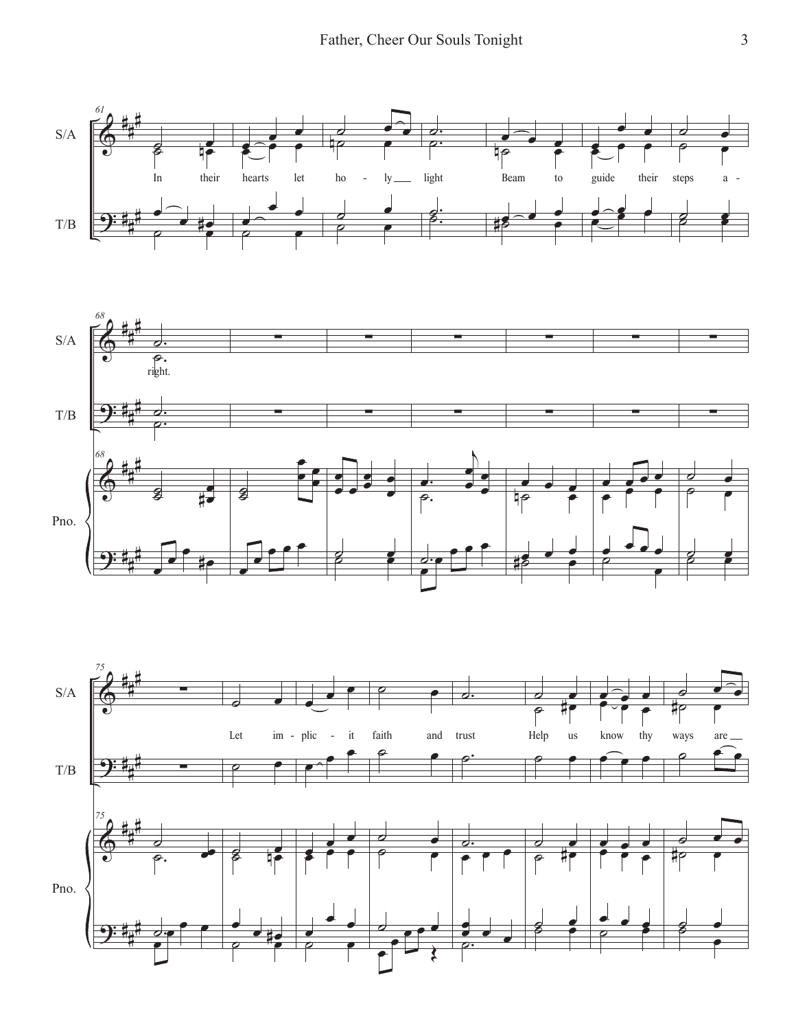S/A

In their hearts let ho - ly light Beam to guide their steps a - right.

T/B

S/A

T/B

Pno.

S/A

Let im - plic - it faith and trust Help us know thy ways are

T/B

Pno.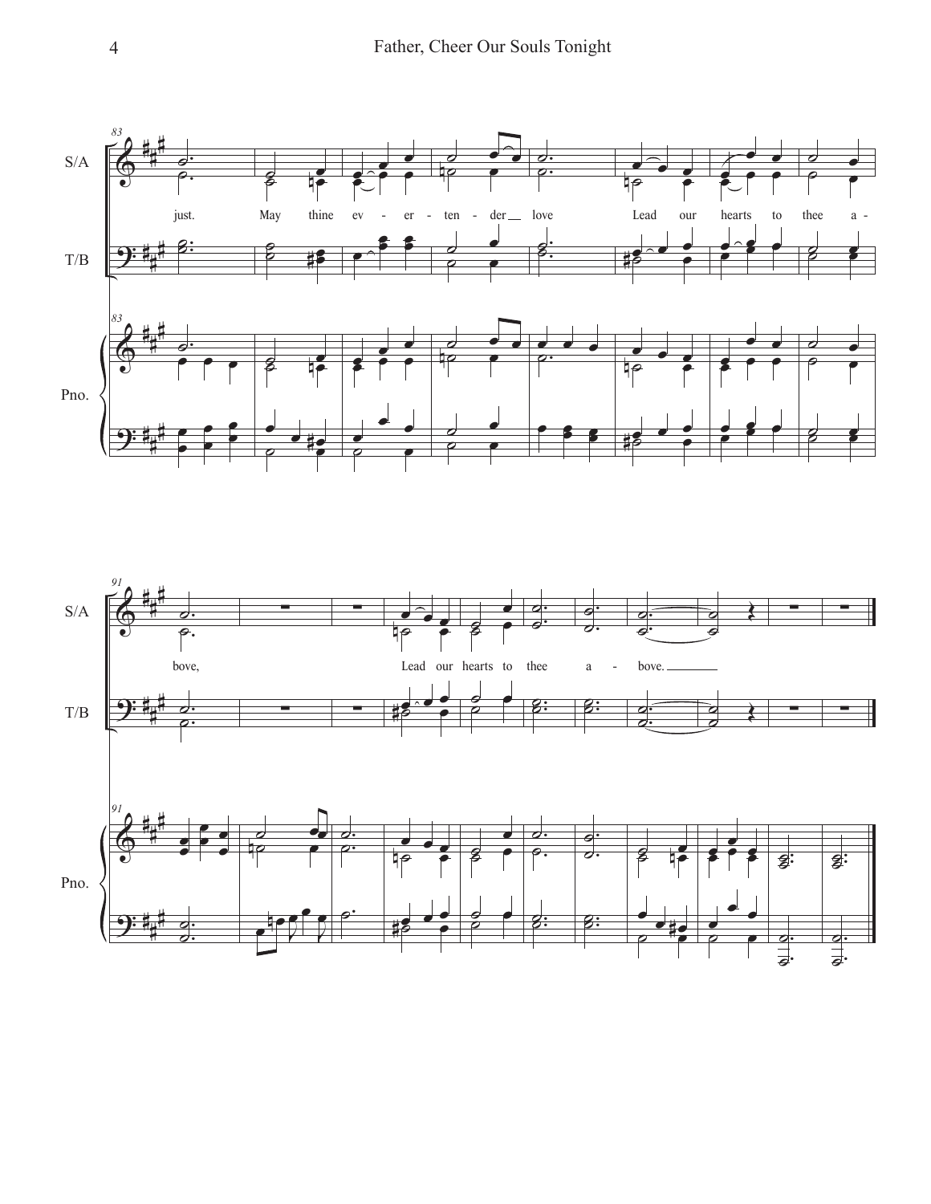S/A

T/B

Pno.

just. May thine ev - er - ten - der love Lead our hearts to thee a -

bove, Lead our hearts to thee a - bove.